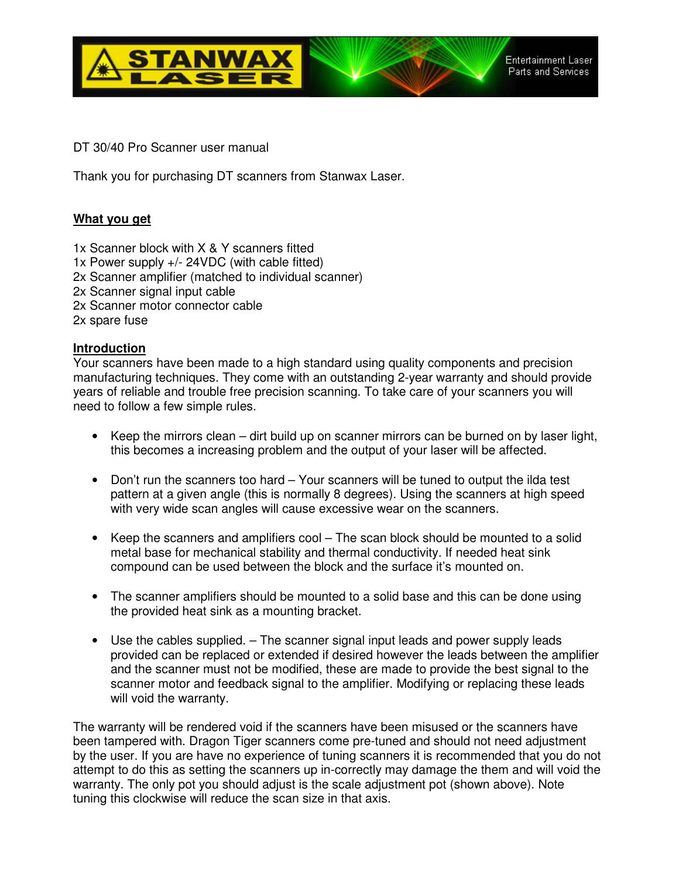DT 30/40 Pro Scanner user manual

Thank you for purchasing DT scanners from Stanwax Laser.

**What you get**

1x Scanner block with X & Y scanners fitted
1x Power supply +/- 24VDC (with cable fitted)
2x Scanner amplifier (matched to individual scanner)
2x Scanner signal input cable
2x Scanner motor connector cable
2x spare fuse

**Introduction**

Your scanners have been made to a high standard using quality components and precision manufacturing techniques. They come with an outstanding 2-year warranty and should provide years of reliable and trouble free precision scanning. To take care of your scanners you will need to follow a few simple rules.

- Keep the mirrors clean – dirt build up on scanner mirrors can be burned on by laser light, this becomes a increasing problem and the output of your laser will be affected.

- Don't run the scanners too hard – Your scanners will be tuned to output the ilda test pattern at a given angle (this is normally 8 degrees). Using the scanners at high speed with very wide scan angles will cause excessive wear on the scanners.

- Keep the scanners and amplifiers cool – The scan block should be mounted to a solid metal base for mechanical stability and thermal conductivity. If needed heat sink compound can be used between the block and the surface it's mounted on.

- The scanner amplifiers should be mounted to a solid base and this can be done using the provided heat sink as a mounting bracket.

- Use the cables supplied. – The scanner signal input leads and power supply leads provided can be replaced or extended if desired however the leads between the amplifier and the scanner must not be modified, these are made to provide the best signal to the scanner motor and feedback signal to the amplifier. Modifying or replacing these leads will void the warranty.

The warranty will be rendered void if the scanners have been misused or the scanners have been tampered with. Dragon Tiger scanners come pre-tuned and should not need adjustment by the user. If you are have no experience of tuning scanners it is recommended that you do not attempt to do this as setting the scanners up in-correctly may damage the them and will void the warranty. The only pot you should adjust is the scale adjustment pot (shown above). Note tuning this clockwise will reduce the scan size in that axis.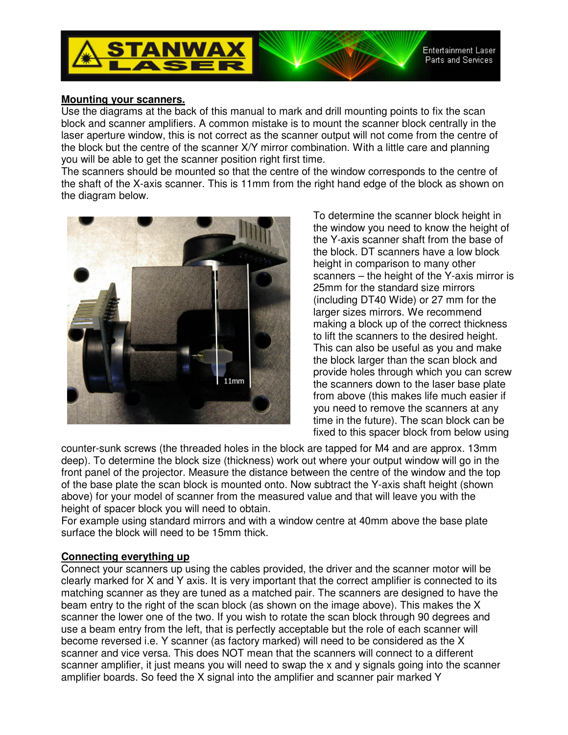## Mounting your scanners.

Use the diagrams at the back of this manual to mark and drill mounting points to fix the scan block and scanner amplifiers. A common mistake is to mount the scanner block centrally in the laser aperture window, this is not correct as the scanner output will not come from the centre of the block but the centre of the scanner X/Y mirror combination. With a little care and planning you will be able to get the scanner position right first time.

The scanners should be mounted so that the centre of the window corresponds to the centre of the shaft of the X-axis scanner. This is 11mm from the right hand edge of the block as shown on the diagram below.

To determine the scanner block height in the window you need to know the height of the Y-axis scanner shaft from the base of the block. DT scanners have a low block height in comparison to many other scanners – the height of the Y-axis mirror is 25mm for the standard size mirrors (including DT40 Wide) or 27 mm for the larger sizes mirrors. We recommend making a block up of the correct thickness to lift the scanners to the desired height. This can also be useful as you and make the block larger than the scan block and provide holes through which you can screw the scanners down to the laser base plate from above (this makes life much easier if you need to remove the scanners at any time in the future). The scan block can be fixed to this spacer block from below using counter-sunk screws (the threaded holes in the block are tapped for M4 and are approx. 13mm deep). To determine the block size (thickness) work out where your output window will go in the front panel of the projector. Measure the distance between the centre of the window and the top of the base plate the scan block is mounted onto. Now subtract the Y-axis shaft height (shown above) for your model of scanner from the measured value and that will leave you with the height of spacer block you will need to obtain.

For example using standard mirrors and with a window centre at 40mm above the base plate surface the block will need to be 15mm thick.

## Connecting everything up

Connect your scanners up using the cables provided, the driver and the scanner motor will be clearly marked for X and Y axis. It is very important that the correct amplifier is connected to its matching scanner as they are tuned as a matched pair. The scanners are designed to have the beam entry to the right of the scan block (as shown on the image above). This makes the X scanner the lower one of the two. If you wish to rotate the scan block through 90 degrees and use a beam entry from the left, that is perfectly acceptable but the role of each scanner will become reversed i.e. Y scanner (as factory marked) will need to be considered as the X scanner and vice versa. This does NOT mean that the scanners will connect to a different scanner amplifier, it just means you will need to swap the x and y signals going into the scanner amplifier boards. So feed the X signal into the amplifier and scanner pair marked Y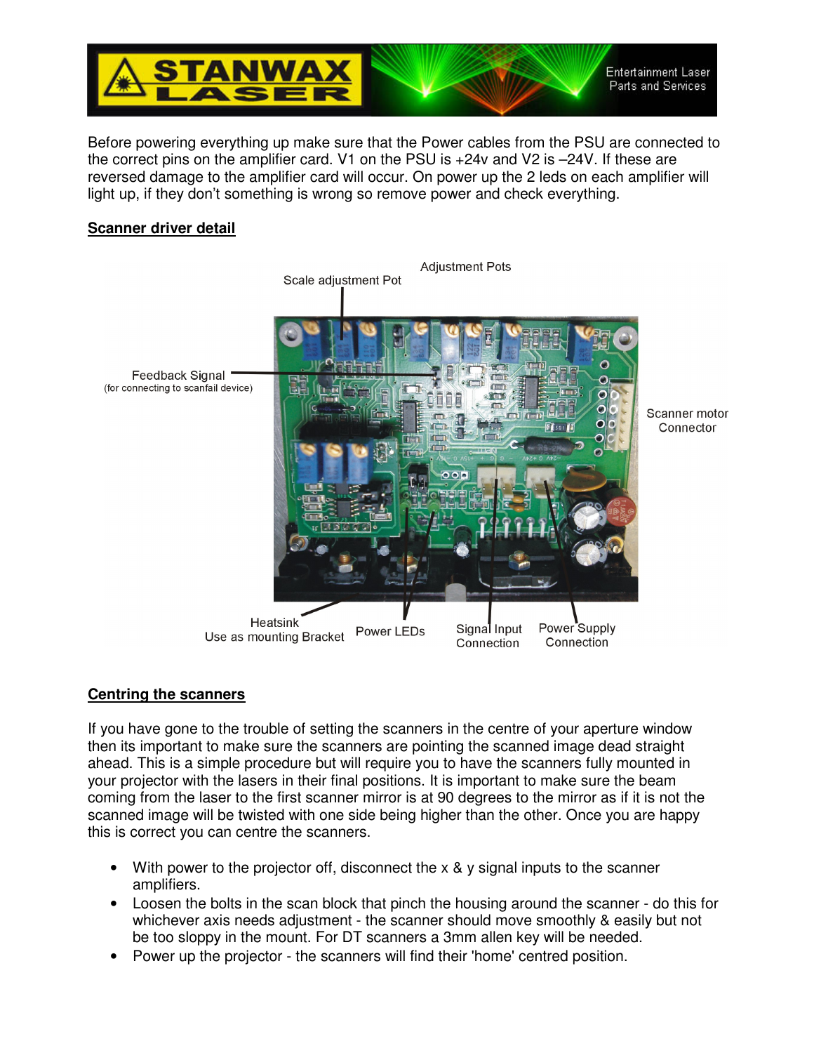Before powering everything up make sure that the Power cables from the PSU are connected to the correct pins on the amplifier card. V1 on the PSU is +24v and V2 is –24V. If these are reversed damage to the amplifier card will occur. On power up the 2 leds on each amplifier will light up, if they don't something is wrong so remove power and check everything.

## Scanner driver detail

Adjustment Pots

Scale adjustment Pot

Feedback Signal
(for connecting to scanfail device)

Scanner motor Connector

Heatsink
Use as mounting Bracket

Power LEDs

Signal Input Connection

Power Supply Connection

## Centring the scanners

If you have gone to the trouble of setting the scanners in the centre of your aperture window then its important to make sure the scanners are pointing the scanned image dead straight ahead. This is a simple procedure but will require you to have the scanners fully mounted in your projector with the lasers in their final positions. It is important to make sure the beam coming from the laser to the first scanner mirror is at 90 degrees to the mirror as if it is not the scanned image will be twisted with one side being higher than the other. Once you are happy this is correct you can centre the scanners.

- With power to the projector off, disconnect the x & y signal inputs to the scanner amplifiers.
- Loosen the bolts in the scan block that pinch the housing around the scanner - do this for whichever axis needs adjustment - the scanner should move smoothly & easily but not be too sloppy in the mount. For DT scanners a 3mm allen key will be needed.
- Power up the projector - the scanners will find their 'home' centred position.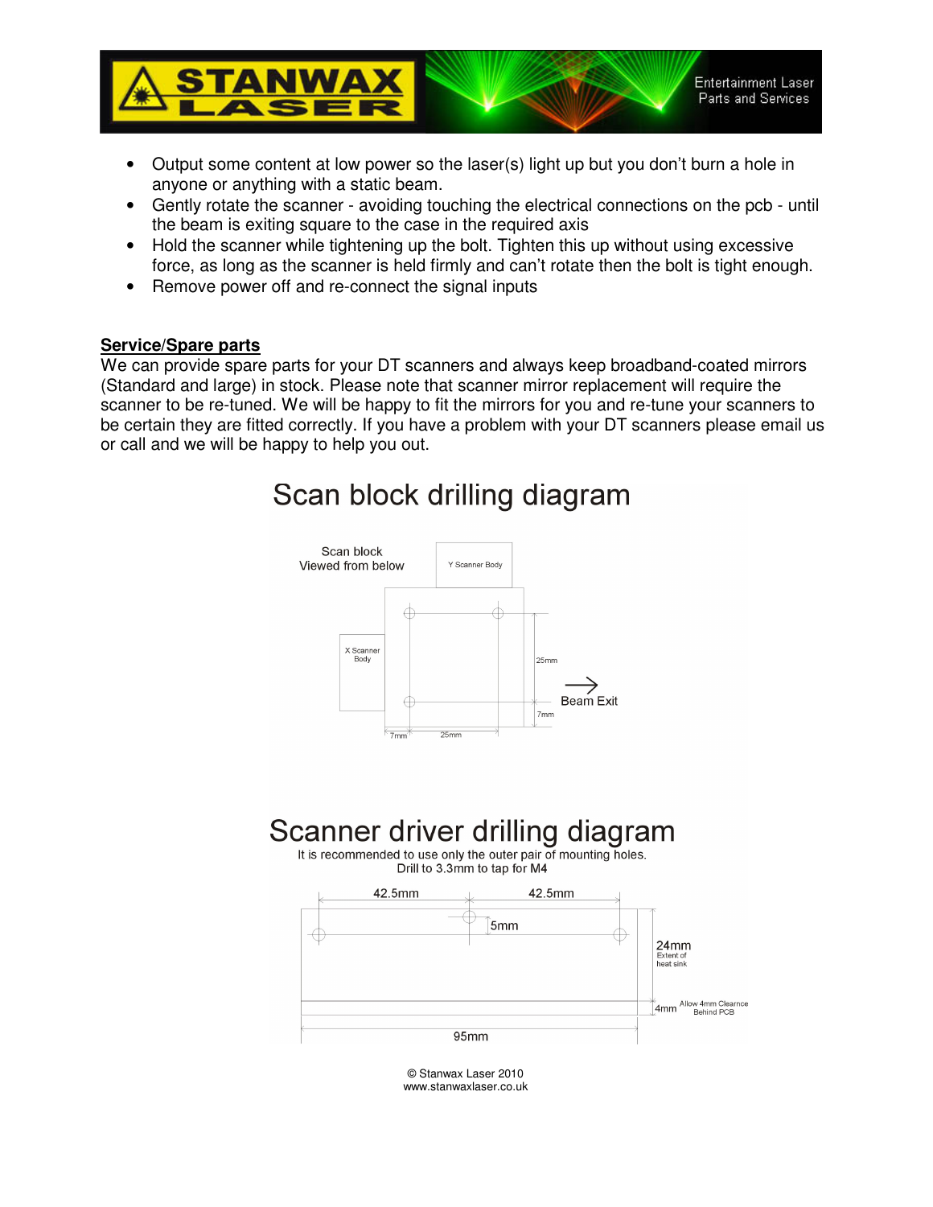- Output some content at low power so the laser(s) light up but you don't burn a hole in anyone or anything with a static beam.
- Gently rotate the scanner - avoiding touching the electrical connections on the pcb - until the beam is exiting square to the case in the required axis
- Hold the scanner while tightening up the bolt. Tighten this up without using excessive force, as long as the scanner is held firmly and can't rotate then the bolt is tight enough.
- Remove power off and re-connect the signal inputs

**Service/Spare parts**

We can provide spare parts for your DT scanners and always keep broadband-coated mirrors (Standard and large) in stock. Please note that scanner mirror replacement will require the scanner to be re-tuned. We will be happy to fit the mirrors for you and re-tune your scanners to be certain they are fitted correctly. If you have a problem with your DT scanners please email us or call and we will be happy to help you out.

# Scan block drilling diagram

Scan block
Viewed from below

Y Scanner Body

X Scanner Body

25mm

Beam Exit

7mm

7mm

25mm

# Scanner driver drilling diagram

It is recommended to use only the outer pair of mounting holes.
Drill to 3.3mm to tap for M4

42.5mm

42.5mm

5mm

24mm
Extent of heat sink

4mm

Allow 4mm Clearnce Behind PCB

95mm

© Stanwax Laser 2010
www.stanwaxlaser.co.uk